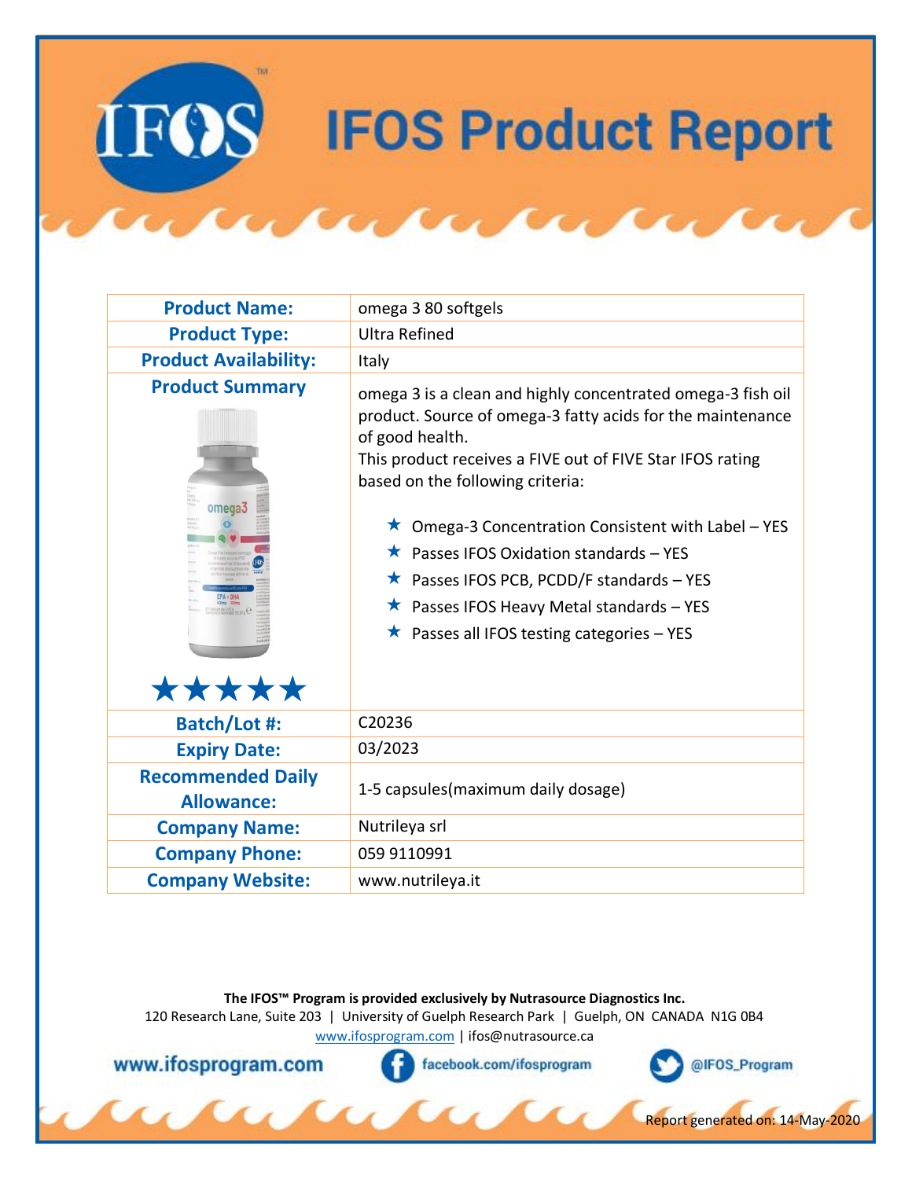# IFOS Product Report

| Field | Value |
|---|---|
| **Product Name:** | omega 3 80 softgels |
| **Product Type:** | Ultra Refined |
| **Product Availability:** | Italy |
| **Product Summary** ★★★★★ | omega 3 is a clean and highly concentrated omega-3 fish oil product. Source of omega-3 fatty acids for the maintenance of good health. This product receives a FIVE out of FIVE Star IFOS rating based on the following criteria: ★ Omega-3 Concentration Consistent with Label – YES ★ Passes IFOS Oxidation standards – YES ★ Passes IFOS PCB, PCDD/F standards – YES ★ Passes IFOS Heavy Metal standards – YES ★ Passes all IFOS testing categories – YES |
| **Batch/Lot #:** | C20236 |
| **Expiry Date:** | 03/2023 |
| **Recommended Daily Allowance:** | 1-5 capsules(maximum daily dosage) |
| **Company Name:** | Nutrileya srl |
| **Company Phone:** | 059 9110991 |
| **Company Website:** | www.nutrileya.it |

**The IFOS™ Program is provided exclusively by Nutrasource Diagnostics Inc.**
120 Research Lane, Suite 203 | University of Guelph Research Park | Guelph, ON CANADA N1G 0B4
www.ifosprogram.com | ifos@nutrasource.ca

www.ifosprogram.com facebook.com/ifosprogram @IFOS_Program

Report generated on: 14-May-2020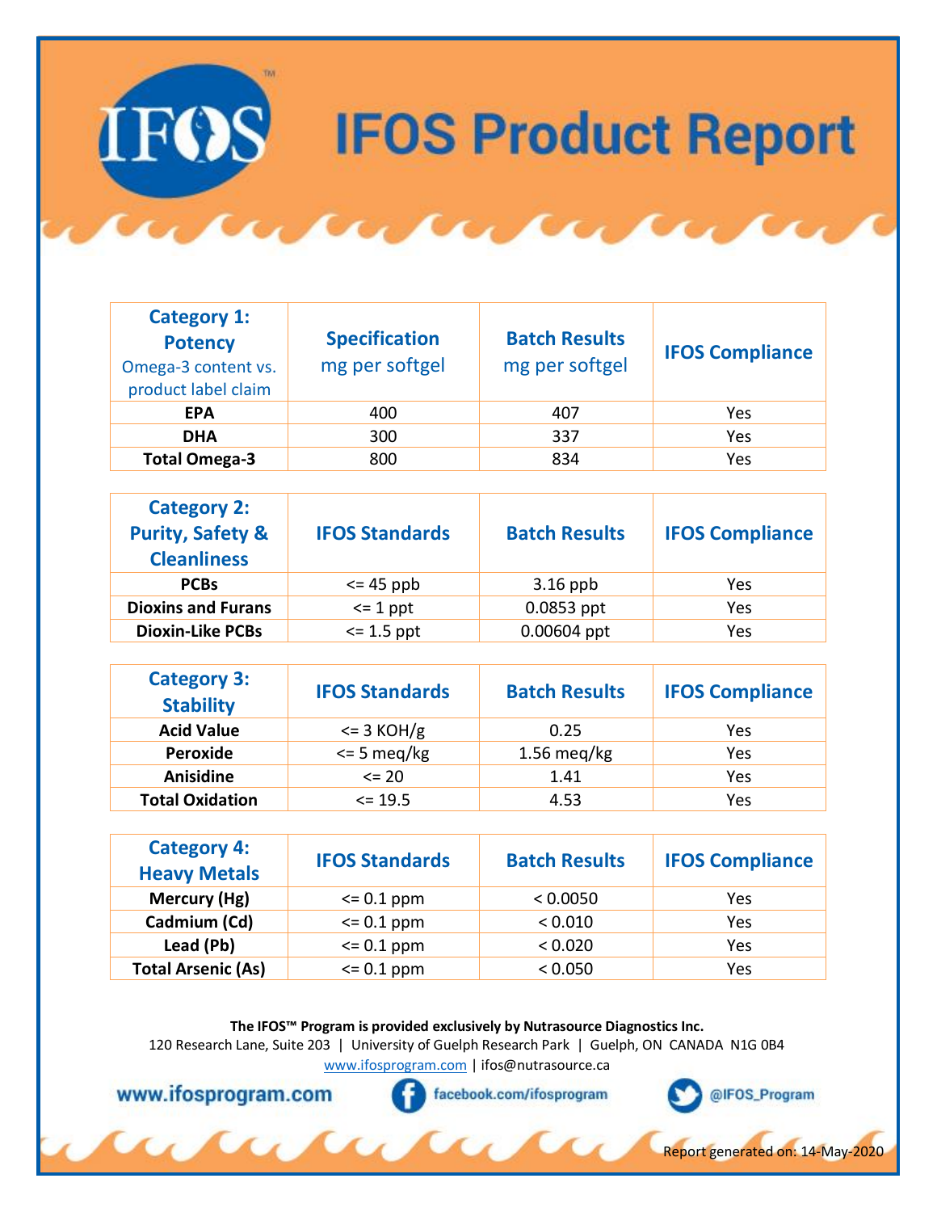# IFOS Product Report

| Category 1: Potency<br>Omega-3 content vs. product label claim | Specification<br>mg per softgel | Batch Results<br>mg per softgel | IFOS Compliance |
|---|---|---|---|
| **EPA** | 400 | 407 | Yes |
| **DHA** | 300 | 337 | Yes |
| **Total Omega-3** | 800 | 834 | Yes |

| Category 2: Purity, Safety & Cleanliness | IFOS Standards | Batch Results | IFOS Compliance |
|---|---|---|---|
| **PCBs** | <= 45 ppb | 3.16 ppb | Yes |
| **Dioxins and Furans** | <= 1 ppt | 0.0853 ppt | Yes |
| **Dioxin-Like PCBs** | <= 1.5 ppt | 0.00604 ppt | Yes |

| Category 3: Stability | IFOS Standards | Batch Results | IFOS Compliance |
|---|---|---|---|
| **Acid Value** | <= 3 KOH/g | 0.25 | Yes |
| **Peroxide** | <= 5 meq/kg | 1.56 meq/kg | Yes |
| **Anisidine** | <= 20 | 1.41 | Yes |
| **Total Oxidation** | <= 19.5 | 4.53 | Yes |

| Category 4: Heavy Metals | IFOS Standards | Batch Results | IFOS Compliance |
|---|---|---|---|
| **Mercury (Hg)** | <= 0.1 ppm | < 0.0050 | Yes |
| **Cadmium (Cd)** | <= 0.1 ppm | < 0.010 | Yes |
| **Lead (Pb)** | <= 0.1 ppm | < 0.020 | Yes |
| **Total Arsenic (As)** | <= 0.1 ppm | < 0.050 | Yes |

**The IFOS™ Program is provided exclusively by Nutrasource Diagnostics Inc.**
120 Research Lane, Suite 203 | University of Guelph Research Park | Guelph, ON CANADA N1G 0B4
www.ifosprogram.com | ifos@nutrasource.ca

www.ifosprogram.com facebook.com/ifosprogram @IFOS_Program

Report generated on: 14-May-2020